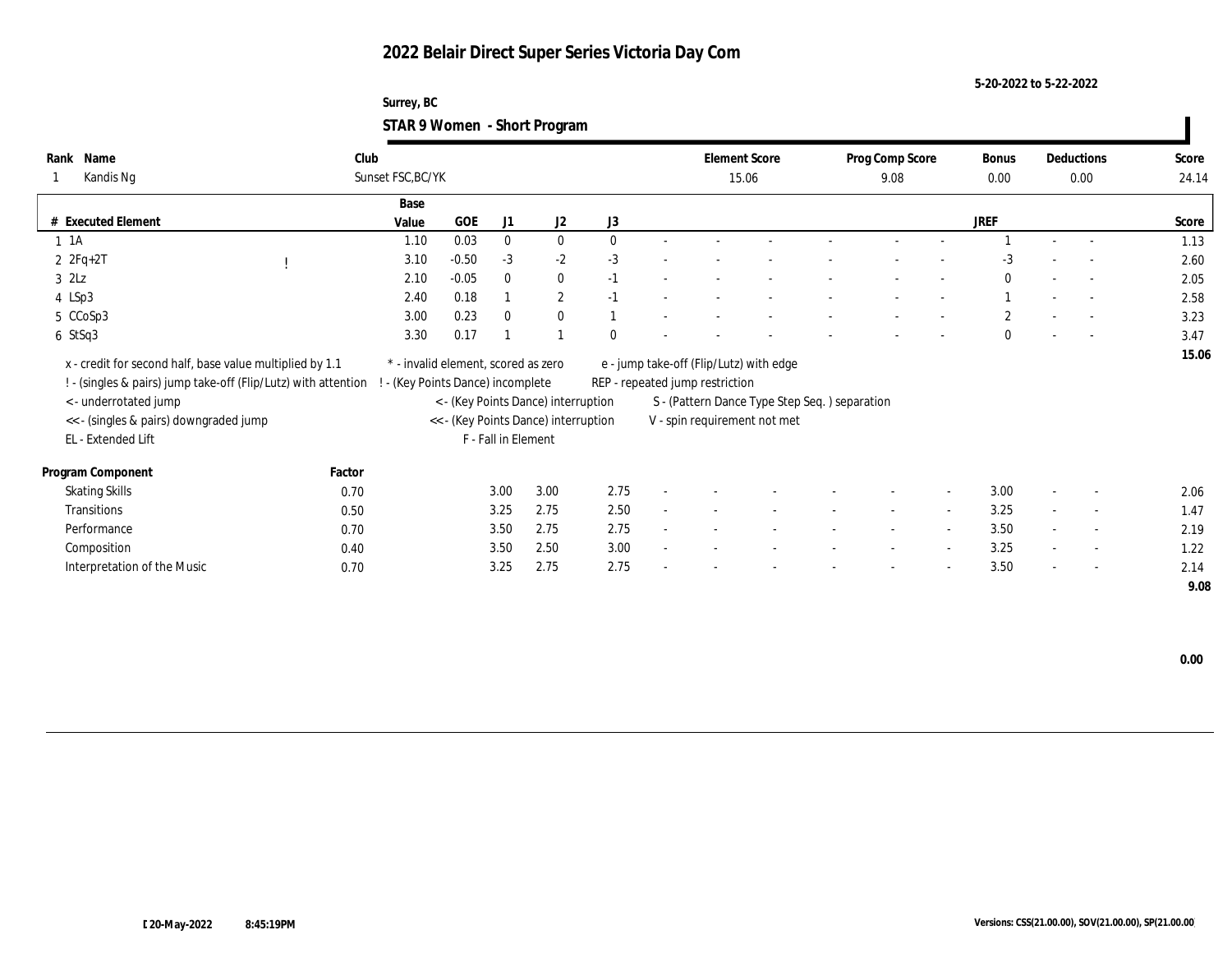# 2022 Belair Direct Super Series Victoria Day Com

5-20-2022 to 5-22-2022

Surrey, BC

**STAR 9 Women - Short Program**

| Rank | Name | Club | Element Score | Prog Comp Score | Bonus | Deductions | Score |
|---|---|---|---|---|---|---|---|
| 1 | Kandis Ng | Sunset FSC,BC/YK | 15.06 | 9.08 | 0.00 | 0.00 | 24.14 |

| # | Executed Element | | Base Value | GOE | J1 | J2 | J3 | | | | | | | | JREF | | | Score |
|---|---|---|---|---|---|---|---|---|---|---|---|---|---|---|---|---|---|---|
| 1 | 1A | | 1.10 | 0.03 | 0 | 0 | 0 | - | - | - | - | - | - | - | 1 | - | - | 1.13 |
| 2 | 2Fq+2T | ! | 3.10 | -0.50 | -3 | -2 | -3 | - | - | - | - | - | - | - | -3 | - | - | 2.60 |
| 3 | 2Lz | | 2.10 | -0.05 | 0 | 0 | -1 | - | - | - | - | - | - | - | 0 | - | - | 2.05 |
| 4 | LSp3 | | 2.40 | 0.18 | 1 | 2 | -1 | - | - | - | - | - | - | - | 1 | - | - | 2.58 |
| 5 | CCoSp3 | | 3.00 | 0.23 | 0 | 0 | 1 | - | - | - | - | - | - | - | 2 | - | - | 3.23 |
| 6 | StSq3 | | 3.30 | 0.17 | 1 | 1 | 0 | - | - | - | - | - | - | - | 0 | - | - | 3.47 |
| | | | | | | | | | | | | | | | | | | 15.06 |

x - credit for second half, base value multiplied by 1.1
! - (singles & pairs) jump take-off (Flip/Lutz) with attention
< - underrotated jump
<< - (singles & pairs) downgraded jump
EL - Extended Lift
\* - invalid element, scored as zero
! - (Key Points Dance) incomplete
< - (Key Points Dance) interruption
<< - (Key Points Dance) interruption
F - Fall in Element
e - jump take-off (Flip/Lutz) with edge
REP - repeated jump restriction
S - (Pattern Dance Type Step Seq. ) separation
V - spin requirement not met

| Program Component | Factor | J1 | J2 | J3 | | | | | | | JREF | | | Score |
|---|---|---|---|---|---|---|---|---|---|---|---|---|---|---|
| Skating Skills | 0.70 | 3.00 | 3.00 | 2.75 | - | - | - | - | - | - | 3.00 | - | - | 2.06 |
| Transitions | 0.50 | 3.25 | 2.75 | 2.50 | - | - | - | - | - | - | 3.25 | - | - | 1.47 |
| Performance | 0.70 | 3.50 | 2.75 | 2.75 | - | - | - | - | - | - | 3.50 | - | - | 2.19 |
| Composition | 0.40 | 3.50 | 2.50 | 3.00 | - | - | - | - | - | - | 3.25 | - | - | 1.22 |
| Interpretation of the Music | 0.70 | 3.25 | 2.75 | 2.75 | - | - | - | - | - | - | 3.50 | - | - | 2.14 |
| | | | | | | | | | | | | | | 9.08 |

0.00

20-May-2022 8:45:19PM

Versions: CSS(21.00.00), SOV(21.00.00), SP(21.00.00)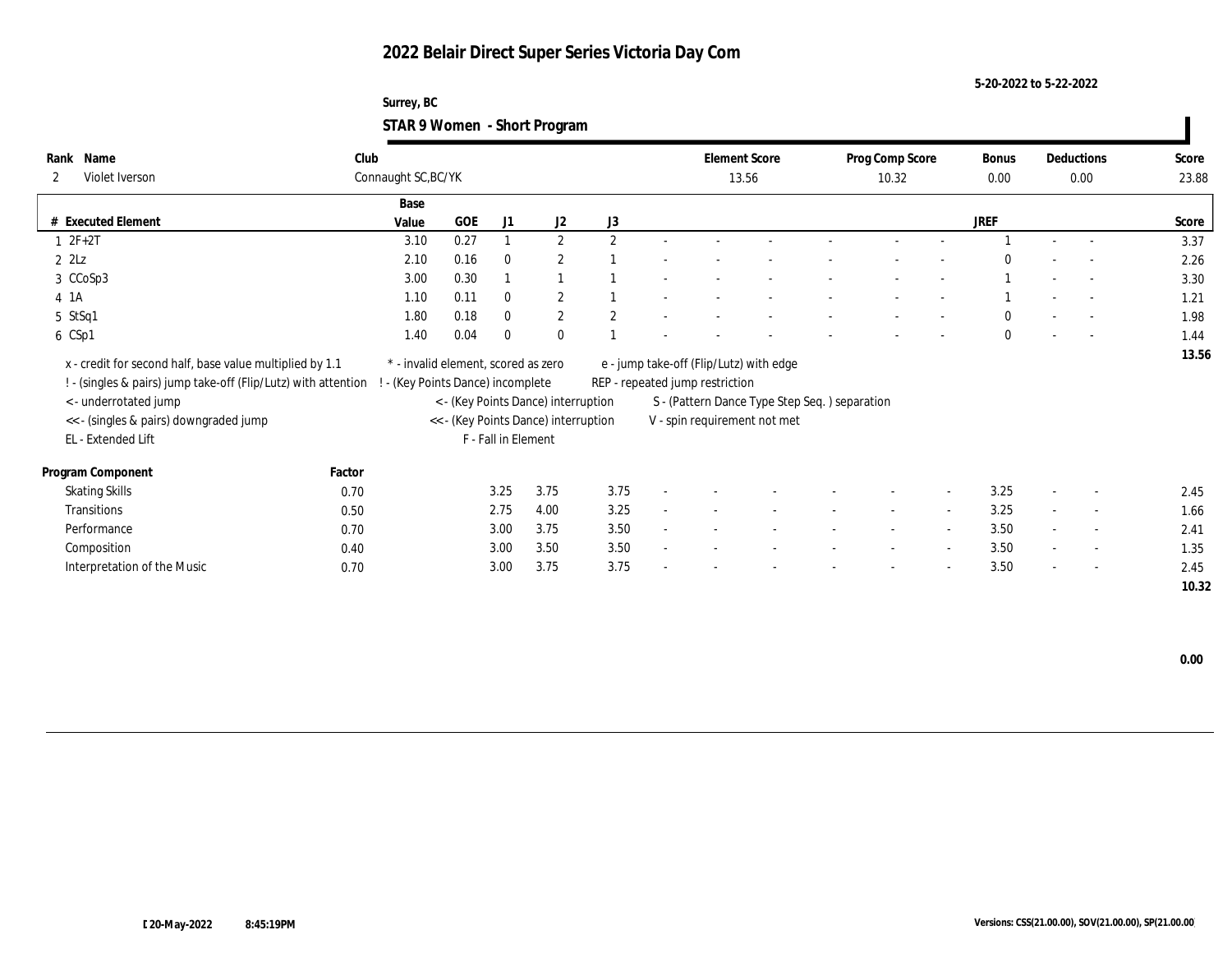# 2022 Belair Direct Super Series Victoria Day Com

5-20-2022 to 5-22-2022

Surrey, BC

## STAR 9 Women - Short Program

| Rank | Name | Club | Element Score | Prog Comp Score | Bonus | Deductions | Score |
|---|---|---|---|---|---|---|---|
| 2 | Violet Iverson | Connaught SC,BC/YK | 13.56 | 10.32 | 0.00 | 0.00 | 23.88 |

| # | Executed Element | Base Value | GOE | J1 | J2 | J3 | | | | | | | | | JREF | | | Score |
|---|---|---|---|---|---|---|---|---|---|---|---|---|---|---|---|---|---|---|
| 1 | 2F+2T | 3.10 | 0.27 | 1 | 2 | 2 | - | - | - | - | - | - | - | 1 | - | - | 3.37 |
| 2 | 2Lz | 2.10 | 0.16 | 0 | 2 | 1 | - | - | - | - | - | - | - | 0 | - | - | 2.26 |
| 3 | CCoSp3 | 3.00 | 0.30 | 1 | 1 | 1 | - | - | - | - | - | - | - | 1 | - | - | 3.30 |
| 4 | 1A | 1.10 | 0.11 | 0 | 2 | 1 | - | - | - | - | - | - | - | 1 | - | - | 1.21 |
| 5 | StSq1 | 1.80 | 0.18 | 0 | 2 | 2 | - | - | - | - | - | - | - | 0 | - | - | 1.98 |
| 6 | CSp1 | 1.40 | 0.04 | 0 | 0 | 1 | - | - | - | - | - | - | - | 0 | - | - | 1.44 |
| | | | | | | | | | | | | | | | | | 13.56 |

x - credit for second half, base value multiplied by 1.1
! - (singles & pairs) jump take-off (Flip/Lutz) with attention
< - underrotated jump
<< - (singles & pairs) downgraded jump
EL - Extended Lift
* - invalid element, scored as zero
! - (Key Points Dance) incomplete
< - (Key Points Dance) interruption
<< - (Key Points Dance) interruption
F - Fall in Element
e - jump take-off (Flip/Lutz) with edge
REP - repeated jump restriction
S - (Pattern Dance Type Step Seq. ) separation
V - spin requirement not met

| Program Component | Factor | J1 | J2 | J3 | | | | | | | JREF | | | Score |
|---|---|---|---|---|---|---|---|---|---|---|---|---|---|---|
| Skating Skills | 0.70 | 3.25 | 3.75 | 3.75 | - | - | - | - | - | - | 3.25 | - | - | 2.45 |
| Transitions | 0.50 | 2.75 | 4.00 | 3.25 | - | - | - | - | - | - | 3.25 | - | - | 1.66 |
| Performance | 0.70 | 3.00 | 3.75 | 3.50 | - | - | - | - | - | - | 3.50 | - | - | 2.41 |
| Composition | 0.40 | 3.00 | 3.50 | 3.50 | - | - | - | - | - | - | 3.50 | - | - | 1.35 |
| Interpretation of the Music | 0.70 | 3.00 | 3.75 | 3.75 | - | - | - | - | - | - | 3.50 | - | - | 2.45 |
| | | | | | | | | | | | | | | 10.32 |

0.00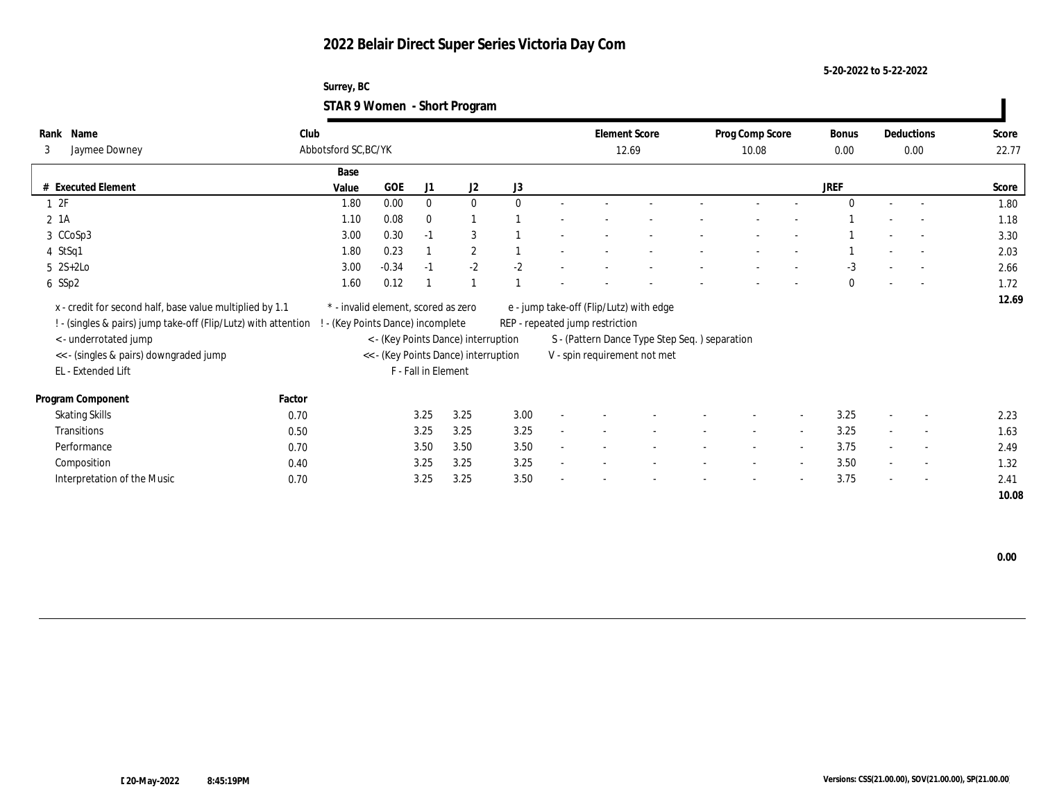# 2022 Belair Direct Super Series Victoria Day Com

5-20-2022 to 5-22-2022

Surrey, BC

## STAR 9 Women - Short Program

| Rank | Name | Club | Element Score | Prog Comp Score | Bonus | Deductions | Score |
|---|---|---|---|---|---|---|---|
| 3 | Jaymee Downey | Abbotsford SC,BC/YK | 12.69 | 10.08 | 0.00 | 0.00 | 22.77 |

| # | Executed Element | Base Value | GOE | J1 | J2 | J3 | | | | | | | | | JREF | | | Score |
|---|---|---|---|---|---|---|---|---|---|---|---|---|---|---|---|---|---|---|
| 1 | 2F | 1.80 | 0.00 | 0 | 0 | 0 | - | - | - | - | - | - | - | - | 0 | - | - | 1.80 |
| 2 | 1A | 1.10 | 0.08 | 0 | 1 | 1 | - | - | - | - | - | - | - | - | 1 | - | - | 1.18 |
| 3 | CCoSp3 | 3.00 | 0.30 | -1 | 3 | 1 | - | - | - | - | - | - | - | - | 1 | - | - | 3.30 |
| 4 | StSq1 | 1.80 | 0.23 | 1 | 2 | 1 | - | - | - | - | - | - | - | - | 1 | - | - | 2.03 |
| 5 | 2S+2Lo | 3.00 | -0.34 | -1 | -2 | -2 | - | - | - | - | - | - | - | - | -3 | - | - | 2.66 |
| 6 | SSp2 | 1.60 | 0.12 | 1 | 1 | 1 | - | - | - | - | - | - | - | - | 0 | - | - | 1.72 |
| | | | | | | | | | | | | | | | | | | 12.69 |

x - credit for second half, base value multiplied by 1.1
! - (singles & pairs) jump take-off (Flip/Lutz) with attention
< - underrotated jump
<< - (singles & pairs) downgraded jump
EL - Extended Lift
* - invalid element, scored as zero
! - (Key Points Dance) incomplete
< - (Key Points Dance) interruption
<< - (Key Points Dance) interruption
F - Fall in Element
e - jump take-off (Flip/Lutz) with edge
REP - repeated jump restriction
S - (Pattern Dance Type Step Seq. ) separation
V - spin requirement not met

| Program Component | Factor | J1 | J2 | J3 | | | | | | | | | JREF | | | Score |
|---|---|---|---|---|---|---|---|---|---|---|---|---|---|---|---|---|
| Skating Skills | 0.70 | 3.25 | 3.25 | 3.00 | - | - | - | - | - | - | - | - | 3.25 | - | - | 2.23 |
| Transitions | 0.50 | 3.25 | 3.25 | 3.25 | - | - | - | - | - | - | - | - | 3.25 | - | - | 1.63 |
| Performance | 0.70 | 3.50 | 3.50 | 3.50 | - | - | - | - | - | - | - | - | 3.75 | - | - | 2.49 |
| Composition | 0.40 | 3.25 | 3.25 | 3.25 | - | - | - | - | - | - | - | - | 3.50 | - | - | 1.32 |
| Interpretation of the Music | 0.70 | 3.25 | 3.25 | 3.50 | - | - | - | - | - | - | - | - | 3.75 | - | - | 2.41 |
| | | | | | | | | | | | | | | | | 10.08 |

0.00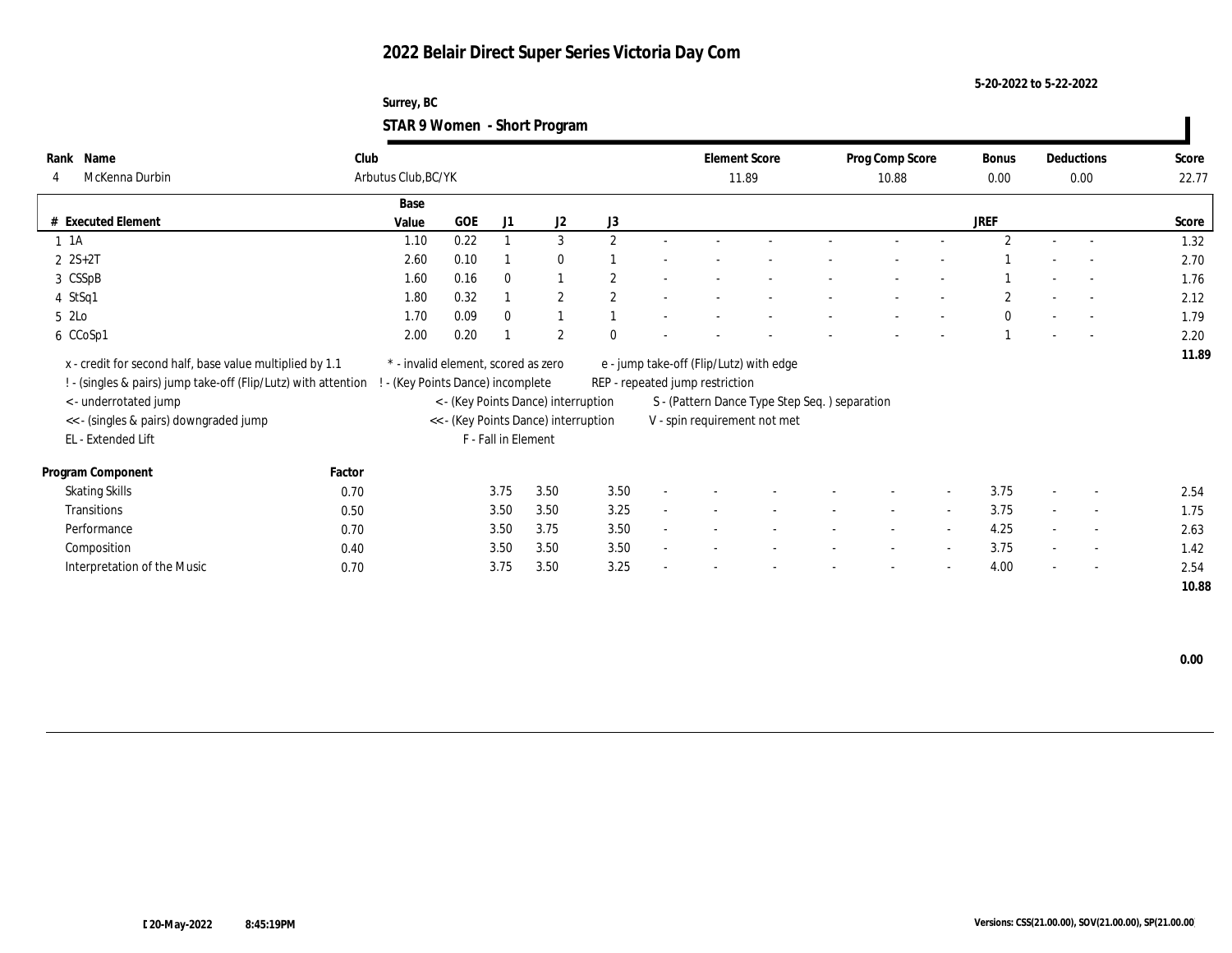# 2022 Belair Direct Super Series Victoria Day Com

5-20-2022 to 5-22-2022

Surrey, BC

## STAR 9 Women - Short Program

| Rank | Name | Club | Element Score | Prog Comp Score | Bonus | Deductions | Score |
|---|---|---|---|---|---|---|---|
| 4 | McKenna Durbin | Arbutus Club,BC/YK | 11.89 | 10.88 | 0.00 | 0.00 | 22.77 |

| # | Executed Element | Base Value | GOE | J1 | J2 | J3 | | | | | | | | | JREF | | | Score |
|---|---|---|---|---|---|---|---|---|---|---|---|---|---|---|---|---|---|---|
| 1 | 1A | 1.10 | 0.22 | 1 | 3 | 2 | - | - | - | - | - | - | - | - | 2 | - | - | 1.32 |
| 2 | 2S+2T | 2.60 | 0.10 | 1 | 0 | 1 | - | - | - | - | - | - | - | - | 1 | - | - | 2.70 |
| 3 | CSSpB | 1.60 | 0.16 | 0 | 1 | 2 | - | - | - | - | - | - | - | - | 1 | - | - | 1.76 |
| 4 | StSq1 | 1.80 | 0.32 | 1 | 2 | 2 | - | - | - | - | - | - | - | - | 2 | - | - | 2.12 |
| 5 | 2Lo | 1.70 | 0.09 | 0 | 1 | 1 | - | - | - | - | - | - | - | - | 0 | - | - | 1.79 |
| 6 | CCoSp1 | 2.00 | 0.20 | 1 | 2 | 0 | - | - | - | - | - | - | - | - | 1 | - | - | 2.20 |
| | | | | | | | | | | | | | | | | | | 11.89 |

x - credit for second half, base value multiplied by 1.1
! - (singles & pairs) jump take-off (Flip/Lutz) with attention
< - underrotated jump
<< - (singles & pairs) downgraded jump
EL - Extended Lift
\* - invalid element, scored as zero
! - (Key Points Dance) incomplete
< - (Key Points Dance) interruption
<< - (Key Points Dance) interruption
F - Fall in Element
e - jump take-off (Flip/Lutz) with edge
REP - repeated jump restriction
S - (Pattern Dance Type Step Seq. ) separation
V - spin requirement not met

| Program Component | Factor | J1 | J2 | J3 | | | | | | | | | JREF | | | Score |
|---|---|---|---|---|---|---|---|---|---|---|---|---|---|---|---|---|
| Skating Skills | 0.70 | 3.75 | 3.50 | 3.50 | - | - | - | - | - | - | - | - | 3.75 | - | - | 2.54 |
| Transitions | 0.50 | 3.50 | 3.50 | 3.25 | - | - | - | - | - | - | - | - | 3.75 | - | - | 1.75 |
| Performance | 0.70 | 3.50 | 3.75 | 3.50 | - | - | - | - | - | - | - | - | 4.25 | - | - | 2.63 |
| Composition | 0.40 | 3.50 | 3.50 | 3.50 | - | - | - | - | - | - | - | - | 3.75 | - | - | 1.42 |
| Interpretation of the Music | 0.70 | 3.75 | 3.50 | 3.25 | - | - | - | - | - | - | - | - | 4.00 | - | - | 2.54 |
| | | | | | | | | | | | | | | | | 10.88 |

0.00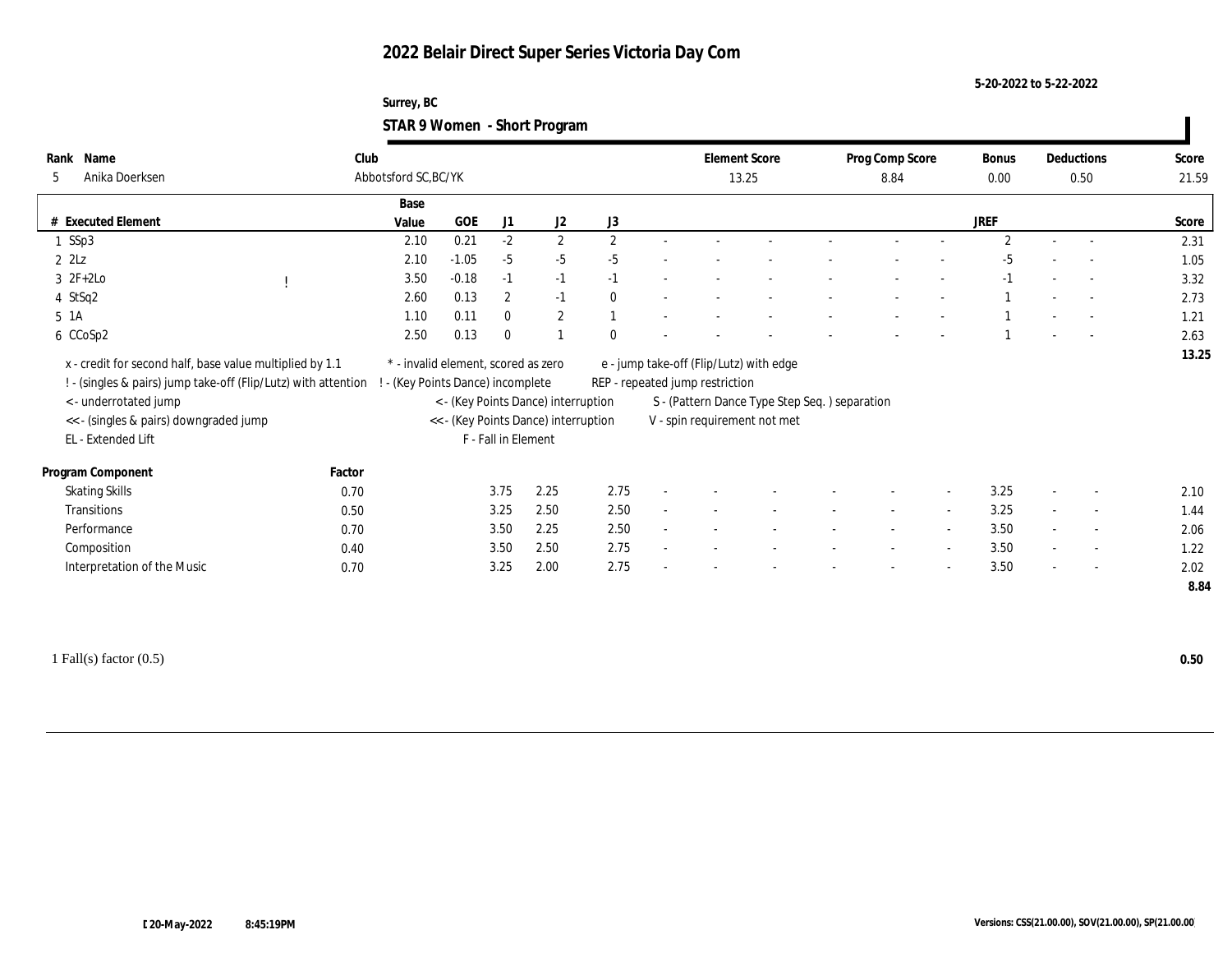# 2022 Belair Direct Super Series Victoria Day Com

5-20-2022 to 5-22-2022

Surrey, BC

## STAR 9 Women - Short Program

| Rank | Name | Club | Element Score | Prog Comp Score | Bonus | Deductions | Score |
|---|---|---|---|---|---|---|---|
| 5 | Anika Doerksen | Abbotsford SC,BC/YK | 13.25 | 8.84 | 0.00 | 0.50 | 21.59 |

| # | Executed Element | | Base Value | GOE | J1 | J2 | J3 | | | | | | | | | JREF | | | Score |
|---|---|---|---|---|---|---|---|---|---|---|---|---|---|---|---|---|---|---|---|
| 1 | SSp3 | | 2.10 | 0.21 | -2 | 2 | 2 | - | - | - | - | - | - | - | | 2 | - | - | 2.31 |
| 2 | 2Lz | | 2.10 | -1.05 | -5 | -5 | -5 | - | - | - | - | - | - | - | | -5 | - | - | 1.05 |
| 3 | 2F+2Lo | ! | 3.50 | -0.18 | -1 | -1 | -1 | - | - | - | - | - | - | - | | -1 | - | - | 3.32 |
| 4 | StSq2 | | 2.60 | 0.13 | 2 | -1 | 0 | - | - | - | - | - | - | - | | 1 | - | - | 2.73 |
| 5 | 1A | | 1.10 | 0.11 | 0 | 2 | 1 | - | - | - | - | - | - | - | | 1 | - | - | 1.21 |
| 6 | CCoSp2 | | 2.50 | 0.13 | 0 | 1 | 0 | - | - | - | - | - | - | - | | 1 | - | - | 2.63 |
| | | | | | | | | | | | | | | | | | | | 13.25 |

x - credit for second half, base value multiplied by 1.1
! - (singles & pairs) jump take-off (Flip/Lutz) with attention
< - underrotated jump
<< - (singles & pairs) downgraded jump
EL - Extended Lift
\* - invalid element, scored as zero
! - (Key Points Dance) incomplete
< - (Key Points Dance) interruption
<< - (Key Points Dance) interruption
F - Fall in Element
e - jump take-off (Flip/Lutz) with edge
REP - repeated jump restriction
S - (Pattern Dance Type Step Seq. ) separation
V - spin requirement not met

| Program Component | Factor | J1 | J2 | J3 | | | | | | | JREF | | | Score |
|---|---|---|---|---|---|---|---|---|---|---|---|---|---|---|
| Skating Skills | 0.70 | 3.75 | 2.25 | 2.75 | - | - | - | - | - | - | 3.25 | - | - | 2.10 |
| Transitions | 0.50 | 3.25 | 2.50 | 2.50 | - | - | - | - | - | - | 3.25 | - | - | 1.44 |
| Performance | 0.70 | 3.50 | 2.25 | 2.50 | - | - | - | - | - | - | 3.50 | - | - | 2.06 |
| Composition | 0.40 | 3.50 | 2.50 | 2.75 | - | - | - | - | - | - | 3.50 | - | - | 1.22 |
| Interpretation of the Music | 0.70 | 3.25 | 2.00 | 2.75 | - | - | - | - | - | - | 3.50 | - | - | 2.02 |
| | | | | | | | | | | | | | | 8.84 |

1 Fall(s) factor (0.5) **0.50**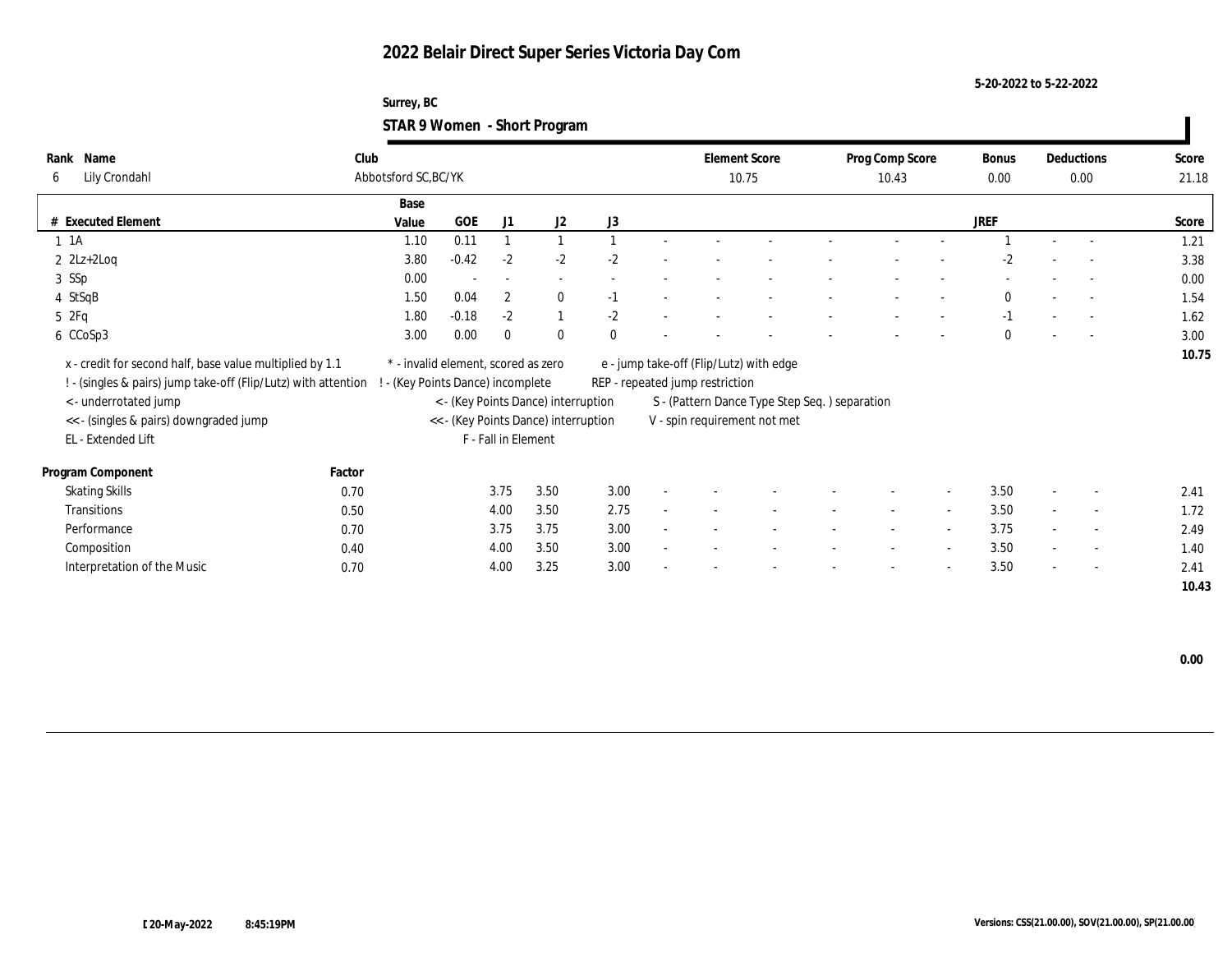# 2022 Belair Direct Super Series Victoria Day Com

5-20-2022 to 5-22-2022

Surrey, BC

## STAR 9 Women - Short Program

| Rank | Name | Club | Element Score | Prog Comp Score | Bonus | Deductions | Score |
|---|---|---|---|---|---|---|---|
| 6 | Lily Crondahl | Abbotsford SC,BC/YK | 10.75 | 10.43 | 0.00 | 0.00 | 21.18 |

| # | Executed Element | Base Value | GOE | J1 | J2 | J3 | | | | | | | | | JREF | | | Score |
|---|---|---|---|---|---|---|---|---|---|---|---|---|---|---|---|---|---|---|
| 1 | 1A | 1.10 | 0.11 | 1 | 1 | 1 | - | - | - | - | - | - | - | - | 1 | - | - | 1.21 |
| 2 | 2Lz+2Loq | 3.80 | -0.42 | -2 | -2 | -2 | - | - | - | - | - | - | - | - | -2 | - | - | 3.38 |
| 3 | SSp | 0.00 | - | - | - | - | - | - | - | - | - | - | - | - | - | - | - | 0.00 |
| 4 | StSqB | 1.50 | 0.04 | 2 | 0 | -1 | - | - | - | - | - | - | - | - | 0 | - | - | 1.54 |
| 5 | 2Fq | 1.80 | -0.18 | -2 | 1 | -2 | - | - | - | - | - | - | - | - | -1 | - | - | 1.62 |
| 6 | CCoSp3 | 3.00 | 0.00 | 0 | 0 | 0 | - | - | - | - | - | - | - | - | 0 | - | - | 3.00 |
| | | | | | | | | | | | | | | | | | | 10.75 |

x - credit for second half, base value multiplied by 1.1
! - (singles & pairs) jump take-off (Flip/Lutz) with attention
< - underrotated jump
<< - (singles & pairs) downgraded jump
EL - Extended Lift
* - invalid element, scored as zero
! - (Key Points Dance) incomplete
< - (Key Points Dance) interruption
<< - (Key Points Dance) interruption
F - Fall in Element
e - jump take-off (Flip/Lutz) with edge
REP - repeated jump restriction
S - (Pattern Dance Type Step Seq. ) separation
V - spin requirement not met

| Program Component | Factor | J1 | J2 | J3 | | | | | | | | | JREF | | | Score |
|---|---|---|---|---|---|---|---|---|---|---|---|---|---|---|---|---|
| Skating Skills | 0.70 | 3.75 | 3.50 | 3.00 | - | - | - | - | - | - | - | - | 3.50 | - | - | 2.41 |
| Transitions | 0.50 | 4.00 | 3.50 | 2.75 | - | - | - | - | - | - | - | - | 3.50 | - | - | 1.72 |
| Performance | 0.70 | 3.75 | 3.75 | 3.00 | - | - | - | - | - | - | - | - | 3.75 | - | - | 2.49 |
| Composition | 0.40 | 4.00 | 3.50 | 3.00 | - | - | - | - | - | - | - | - | 3.50 | - | - | 1.40 |
| Interpretation of the Music | 0.70 | 4.00 | 3.25 | 3.00 | - | - | - | - | - | - | - | - | 3.50 | - | - | 2.41 |
| | | | | | | | | | | | | | | | | 10.43 |

0.00

20-May-2022 8:45:19PM

Versions: CSS(21.00.00), SOV(21.00.00), SP(21.00.00)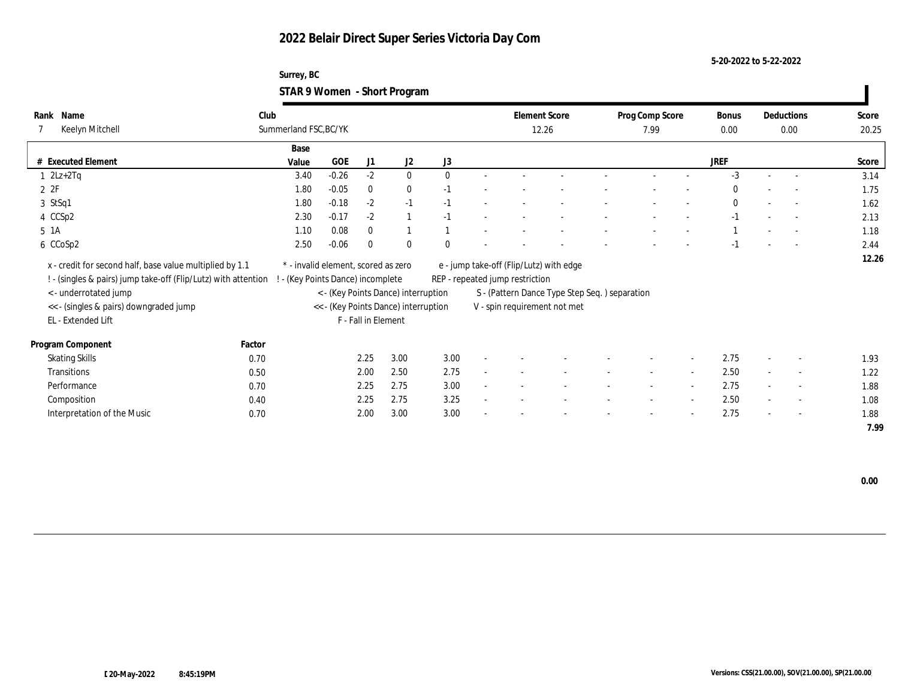# 2022 Belair Direct Super Series Victoria Day Com

5-20-2022 to 5-22-2022

Surrey, BC

## STAR 9 Women - Short Program

| Rank | Name | Club | Element Score | Prog Comp Score | Bonus | Deductions | Score |
|---|---|---|---|---|---|---|---|
| 7 | Keelyn Mitchell | Summerland FSC,BC/YK | 12.26 | 7.99 | 0.00 | 0.00 | 20.25 |

| # | Executed Element | Base Value | GOE | J1 | J2 | J3 | | | | | | | | | JREF | | | Score |
|---|---|---|---|---|---|---|---|---|---|---|---|---|---|---|---|---|---|---|
| 1 | 2Lz+2Tq | 3.40 | -0.26 | -2 | 0 | 0 | - | - | - | - | - | - | - | - | -3 | - | - | 3.14 |
| 2 | 2F | 1.80 | -0.05 | 0 | 0 | -1 | - | - | - | - | - | - | - | - | 0 | - | - | 1.75 |
| 3 | StSq1 | 1.80 | -0.18 | -2 | -1 | -1 | - | - | - | - | - | - | - | - | 0 | - | - | 1.62 |
| 4 | CCSp2 | 2.30 | -0.17 | -2 | 1 | -1 | - | - | - | - | - | - | - | - | -1 | - | - | 2.13 |
| 5 | 1A | 1.10 | 0.08 | 0 | 1 | 1 | - | - | - | - | - | - | - | - | 1 | - | - | 1.18 |
| 6 | CCoSp2 | 2.50 | -0.06 | 0 | 0 | 0 | - | - | - | - | - | - | - | - | -1 | - | - | 2.44 |
| | | | | | | | | | | | | | | | | | | 12.26 |

x - credit for second half, base value multiplied by 1.1
! - (singles & pairs) jump take-off (Flip/Lutz) with attention
< - underrotated jump
<< - (singles & pairs) downgraded jump
EL - Extended Lift
\* - invalid element, scored as zero
! - (Key Points Dance) incomplete
< - (Key Points Dance) interruption
<< - (Key Points Dance) interruption
F - Fall in Element
e - jump take-off (Flip/Lutz) with edge
REP - repeated jump restriction
S - (Pattern Dance Type Step Seq. ) separation
V - spin requirement not met

| Program Component | Factor | J1 | J2 | J3 | | | | | | | | | JREF | | | Score |
|---|---|---|---|---|---|---|---|---|---|---|---|---|---|---|---|---|
| Skating Skills | 0.70 | 2.25 | 3.00 | 3.00 | - | - | - | - | - | - | - | - | 2.75 | - | - | 1.93 |
| Transitions | 0.50 | 2.00 | 2.50 | 2.75 | - | - | - | - | - | - | - | - | 2.50 | - | - | 1.22 |
| Performance | 0.70 | 2.25 | 2.75 | 3.00 | - | - | - | - | - | - | - | - | 2.75 | - | - | 1.88 |
| Composition | 0.40 | 2.25 | 2.75 | 3.25 | - | - | - | - | - | - | - | - | 2.50 | - | - | 1.08 |
| Interpretation of the Music | 0.70 | 2.00 | 3.00 | 3.00 | - | - | - | - | - | - | - | - | 2.75 | - | - | 1.88 |
| | | | | | | | | | | | | | | | | 7.99 |

0.00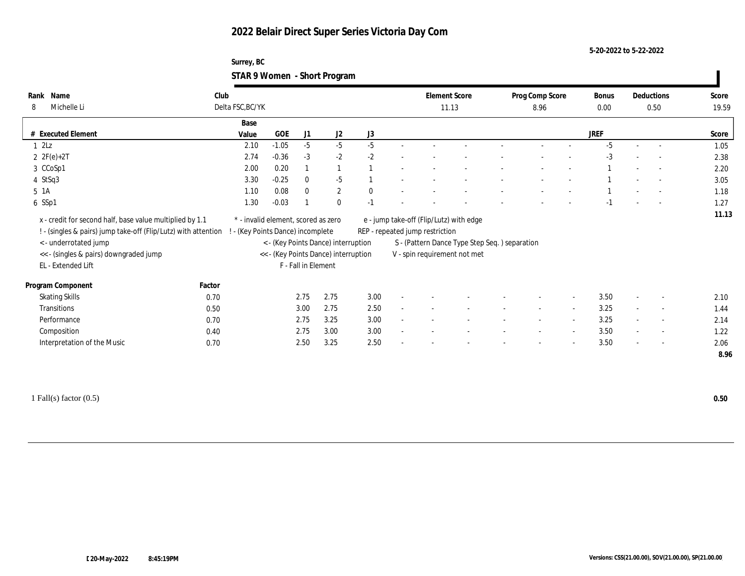# 2022 Belair Direct Super Series Victoria Day Com

5-20-2022 to 5-22-2022

Surrey, BC

**STAR 9 Women - Short Program**

| Rank | Name | Club | Element Score | Prog Comp Score | Bonus | Deductions | Score |
|---|---|---|---|---|---|---|---|
| 8 | Michelle Li | Delta FSC,BC/YK | 11.13 | 8.96 | 0.00 | 0.50 | 19.59 |

| # | Executed Element | Base Value | GOE | J1 | J2 | J3 | | | | | | | | JREF | | | Score |
|---|---|---|---|---|---|---|---|---|---|---|---|---|---|---|---|---|---|
| 1 | 2Lz | 2.10 | -1.05 | -5 | -5 | -5 | - | - | - | - | - | - | - | -5 | - | - | 1.05 |
| 2 | 2F(e)+2T | 2.74 | -0.36 | -3 | -2 | -2 | - | - | - | - | - | - | - | -3 | - | - | 2.38 |
| 3 | CCoSp1 | 2.00 | 0.20 | 1 | 1 | 1 | - | - | - | - | - | - | - | 1 | - | - | 2.20 |
| 4 | StSq3 | 3.30 | -0.25 | 0 | -5 | 1 | - | - | - | - | - | - | - | 1 | - | - | 3.05 |
| 5 | 1A | 1.10 | 0.08 | 0 | 2 | 0 | - | - | - | - | - | - | - | 1 | - | - | 1.18 |
| 6 | SSp1 | 1.30 | -0.03 | 1 | 0 | -1 | - | - | - | - | - | - | - | -1 | - | - | 1.27 |
| | | | | | | | | | | | | | | | | | 11.13 |

x - credit for second half, base value multiplied by 1.1
! - (singles & pairs) jump take-off (Flip/Lutz) with attention
< - underrotated jump
<< - (singles & pairs) downgraded jump
EL - Extended Lift
* - invalid element, scored as zero
! - (Key Points Dance) incomplete
< - (Key Points Dance) interruption
<< - (Key Points Dance) interruption
F - Fall in Element
e - jump take-off (Flip/Lutz) with edge
REP - repeated jump restriction
S - (Pattern Dance Type Step Seq. ) separation
V - spin requirement not met

| Program Component | Factor | J1 | J2 | J3 | | | | | | | | JREF | | | Score |
|---|---|---|---|---|---|---|---|---|---|---|---|---|---|---|---|
| Skating Skills | 0.70 | 2.75 | 2.75 | 3.00 | - | - | - | - | - | - | - | 3.50 | - | - | 2.10 |
| Transitions | 0.50 | 3.00 | 2.75 | 2.50 | - | - | - | - | - | - | - | 3.25 | - | - | 1.44 |
| Performance | 0.70 | 2.75 | 3.25 | 3.00 | - | - | - | - | - | - | - | 3.25 | - | - | 2.14 |
| Composition | 0.40 | 2.75 | 3.00 | 3.00 | - | - | - | - | - | - | - | 3.50 | - | - | 1.22 |
| Interpretation of the Music | 0.70 | 2.50 | 3.25 | 2.50 | - | - | - | - | - | - | - | 3.50 | - | - | 2.06 |
| | | | | | | | | | | | | | | | 8.96 |

1 Fall(s) factor (0.5) **0.50**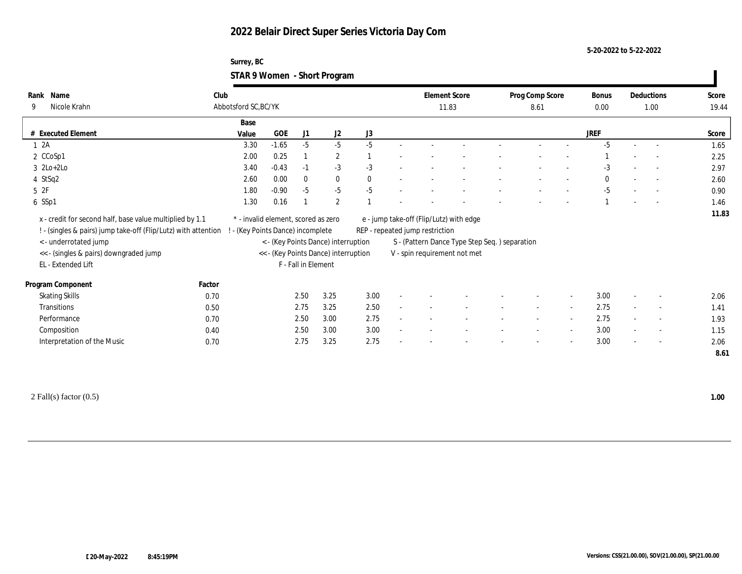# 2022 Belair Direct Super Series Victoria Day Com

5-20-2022 to 5-22-2022

Surrey, BC

## STAR 9 Women - Short Program

| Rank | Name | Club | Element Score | Prog Comp Score | Bonus | Deductions | Score |
|---|---|---|---|---|---|---|---|
| 9 | Nicole Krahn | Abbotsford SC,BC/YK | 11.83 | 8.61 | 0.00 | 1.00 | 19.44 |

| # | Executed Element | Base Value | GOE | J1 | J2 | J3 | | | | | | | | JREF | | | Score |
|---|---|---|---|---|---|---|---|---|---|---|---|---|---|---|---|---|---|
| 1 | 2A | 3.30 | -1.65 | -5 | -5 | -5 | - | - | - | - | - | - | - | -5 | - | - | 1.65 |
| 2 | CCoSp1 | 2.00 | 0.25 | 1 | 2 | 1 | - | - | - | - | - | - | - | 1 | - | - | 2.25 |
| 3 | 2Lo+2Lo | 3.40 | -0.43 | -1 | -3 | -3 | - | - | - | - | - | - | - | -3 | - | - | 2.97 |
| 4 | StSq2 | 2.60 | 0.00 | 0 | 0 | 0 | - | - | - | - | - | - | - | 0 | - | - | 2.60 |
| 5 | 2F | 1.80 | -0.90 | -5 | -5 | -5 | - | - | - | - | - | - | - | -5 | - | - | 0.90 |
| 6 | SSp1 | 1.30 | 0.16 | 1 | 2 | 1 | - | - | - | - | - | - | - | 1 | - | - | 1.46 |
| | | | | | | | | | | | | | | | | | 11.83 |

x - credit for second half, base value multiplied by 1.1
! - (singles & pairs) jump take-off (Flip/Lutz) with attention
< - underrotated jump
<< - (singles & pairs) downgraded jump
EL - Extended Lift
* - invalid element, scored as zero
! - (Key Points Dance) incomplete
< - (Key Points Dance) interruption
<< - (Key Points Dance) interruption
F - Fall in Element
e - jump take-off (Flip/Lutz) with edge
REP - repeated jump restriction
S - (Pattern Dance Type Step Seq. ) separation
V - spin requirement not met

| Program Component | Factor | J1 | J2 | J3 | | | | | | | | JREF | | | Score |
|---|---|---|---|---|---|---|---|---|---|---|---|---|---|---|---|
| Skating Skills | 0.70 | 2.50 | 3.25 | 3.00 | - | - | - | - | - | - | - | 3.00 | - | - | 2.06 |
| Transitions | 0.50 | 2.75 | 3.25 | 2.50 | - | - | - | - | - | - | - | 2.75 | - | - | 1.41 |
| Performance | 0.70 | 2.50 | 3.00 | 2.75 | - | - | - | - | - | - | - | 2.75 | - | - | 1.93 |
| Composition | 0.40 | 2.50 | 3.00 | 3.00 | - | - | - | - | - | - | - | 3.00 | - | - | 1.15 |
| Interpretation of the Music | 0.70 | 2.75 | 3.25 | 2.75 | - | - | - | - | - | - | - | 3.00 | - | - | 2.06 |
| | | | | | | | | | | | | | | | 8.61 |

2 Fall(s) factor (0.5) **1.00**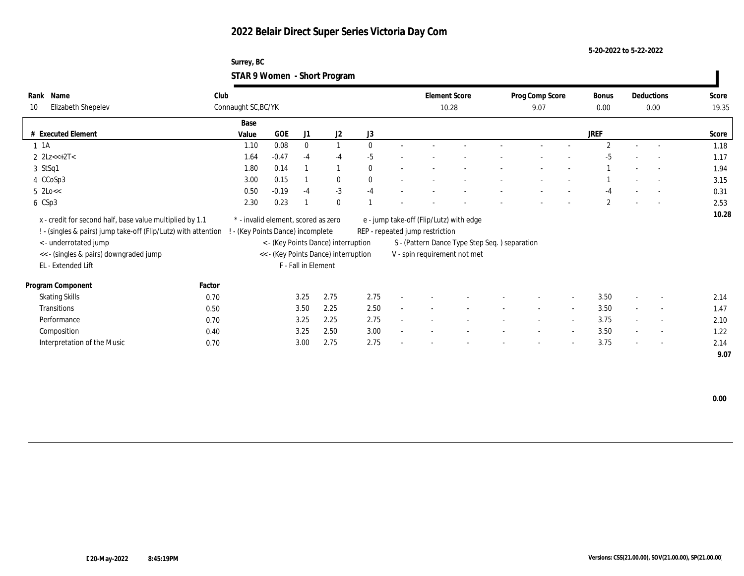# 2022 Belair Direct Super Series Victoria Day Com

5-20-2022 to 5-22-2022

**Surrey, BC**

## STAR 9 Women - Short Program

| Rank | Name | Club | Element Score | Prog Comp Score | Bonus | Deductions | Score |
|---|---|---|---|---|---|---|---|
| 10 | Elizabeth Shepelev | Connaught SC,BC/YK | 10.28 | 9.07 | 0.00 | 0.00 | 19.35 |

| # | Executed Element | Base Value | GOE | J1 | J2 | J3 | | | | | | | | | JREF | | | Score |
|---|---|---|---|---|---|---|---|---|---|---|---|---|---|---|---|---|---|---|
| 1 | 1A | 1.10 | 0.08 | 0 | 1 | 0 | - | - | - | - | - | - | - | - | 2 | - | - | 1.18 |
| 2 | 2Lz<<+2T< | 1.64 | -0.47 | -4 | -4 | -5 | - | - | - | - | - | - | - | - | -5 | - | - | 1.17 |
| 3 | StSq1 | 1.80 | 0.14 | 1 | 1 | 0 | - | - | - | - | - | - | - | - | 1 | - | - | 1.94 |
| 4 | CCoSp3 | 3.00 | 0.15 | 1 | 0 | 0 | - | - | - | - | - | - | - | - | 1 | - | - | 3.15 |
| 5 | 2Lo<< | 0.50 | -0.19 | -4 | -3 | -4 | - | - | - | - | - | - | - | - | -4 | - | - | 0.31 |
| 6 | CSp3 | 2.30 | 0.23 | 1 | 0 | 1 | - | - | - | - | - | - | - | - | 2 | - | - | 2.53 |
| | | | | | | | | | | | | | | | | | | 10.28 |

x - credit for second half, base value multiplied by 1.1
! - (singles & pairs) jump take-off (Flip/Lutz) with attention
< - underrotated jump
<< - (singles & pairs) downgraded jump
EL - Extended Lift

\* - invalid element, scored as zero
! - (Key Points Dance) incomplete
< - (Key Points Dance) interruption
<< - (Key Points Dance) interruption
F - Fall in Element

e - jump take-off (Flip/Lutz) with edge
REP - repeated jump restriction
S - (Pattern Dance Type Step Seq. ) separation
V - spin requirement not met

| Program Component | Factor | J1 | J2 | J3 | | | | | | | | | JREF | | | Score |
|---|---|---|---|---|---|---|---|---|---|---|---|---|---|---|---|---|
| Skating Skills | 0.70 | 3.25 | 2.75 | 2.75 | - | - | - | - | - | - | - | - | 3.50 | - | - | 2.14 |
| Transitions | 0.50 | 3.50 | 2.25 | 2.50 | - | - | - | - | - | - | - | - | 3.50 | - | - | 1.47 |
| Performance | 0.70 | 3.25 | 2.25 | 2.75 | - | - | - | - | - | - | - | - | 3.75 | - | - | 2.10 |
| Composition | 0.40 | 3.25 | 2.50 | 3.00 | - | - | - | - | - | - | - | - | 3.50 | - | - | 1.22 |
| Interpretation of the Music | 0.70 | 3.00 | 2.75 | 2.75 | - | - | - | - | - | - | - | - | 3.75 | - | - | 2.14 |
| | | | | | | | | | | | | | | | | 9.07 |

**0.00**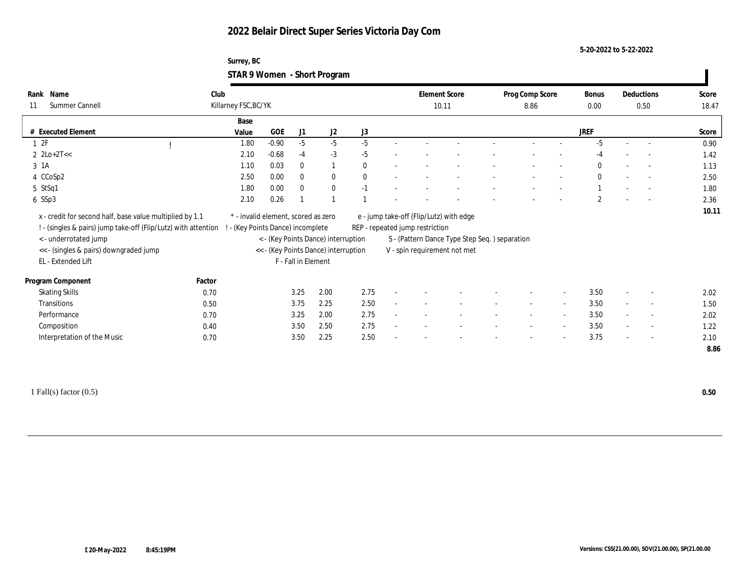# 2022 Belair Direct Super Series Victoria Day Com

5-20-2022 to 5-22-2022

Surrey, BC

## STAR 9 Women - Short Program

| Rank | Name | Club | Element Score | Prog Comp Score | Bonus | Deductions | Score |
|---|---|---|---|---|---|---|---|
| 11 | Summer Cannell | Killarney FSC,BC/YK | 10.11 | 8.86 | 0.00 | 0.50 | 18.47 |

| # | Executed Element | | Base Value | GOE | J1 | J2 | J3 | | | | | | | | | JREF | | | Score |
|---|---|---|---|---|---|---|---|---|---|---|---|---|---|---|---|---|---|---|---|
| 1 | 2F | ! | 1.80 | -0.90 | -5 | -5 | -5 | - | - | - | - | - | - | - | - | -5 | - | - | 0.90 |
| 2 | 2Lo+2T<< | | 2.10 | -0.68 | -4 | -3 | -5 | - | - | - | - | - | - | - | - | -4 | - | - | 1.42 |
| 3 | 1A | | 1.10 | 0.03 | 0 | 1 | 0 | - | - | - | - | - | - | - | - | 0 | - | - | 1.13 |
| 4 | CCoSp2 | | 2.50 | 0.00 | 0 | 0 | 0 | - | - | - | - | - | - | - | - | 0 | - | - | 2.50 |
| 5 | StSq1 | | 1.80 | 0.00 | 0 | 0 | -1 | - | - | - | - | - | - | - | - | 1 | - | - | 1.80 |
| 6 | SSp3 | | 2.10 | 0.26 | 1 | 1 | 1 | - | - | - | - | - | - | - | - | 2 | - | - | 2.36 |
| | | | | | | | | | | | | | | | | | | | 10.11 |

x - credit for second half, base value multiplied by 1.1
! - (singles & pairs) jump take-off (Flip/Lutz) with attention
< - underrotated jump
<< - (singles & pairs) downgraded jump
EL - Extended Lift
* - invalid element, scored as zero
! - (Key Points Dance) incomplete
< - (Key Points Dance) interruption
<< - (Key Points Dance) interruption
F - Fall in Element
e - jump take-off (Flip/Lutz) with edge
REP - repeated jump restriction
S - (Pattern Dance Type Step Seq. ) separation
V - spin requirement not met

| Program Component | Factor | J1 | J2 | J3 | | | | | | | | | JREF | | | Score |
|---|---|---|---|---|---|---|---|---|---|---|---|---|---|---|---|---|
| Skating Skills | 0.70 | 3.25 | 2.00 | 2.75 | - | - | - | - | - | - | - | - | 3.50 | - | - | 2.02 |
| Transitions | 0.50 | 3.75 | 2.25 | 2.50 | - | - | - | - | - | - | - | - | 3.50 | - | - | 1.50 |
| Performance | 0.70 | 3.25 | 2.00 | 2.75 | - | - | - | - | - | - | - | - | 3.50 | - | - | 2.02 |
| Composition | 0.40 | 3.50 | 2.50 | 2.75 | - | - | - | - | - | - | - | - | 3.50 | - | - | 1.22 |
| Interpretation of the Music | 0.70 | 3.50 | 2.25 | 2.50 | - | - | - | - | - | - | - | - | 3.75 | - | - | 2.10 |
| | | | | | | | | | | | | | | | | 8.86 |

1 Fall(s) factor (0.5) **0.50**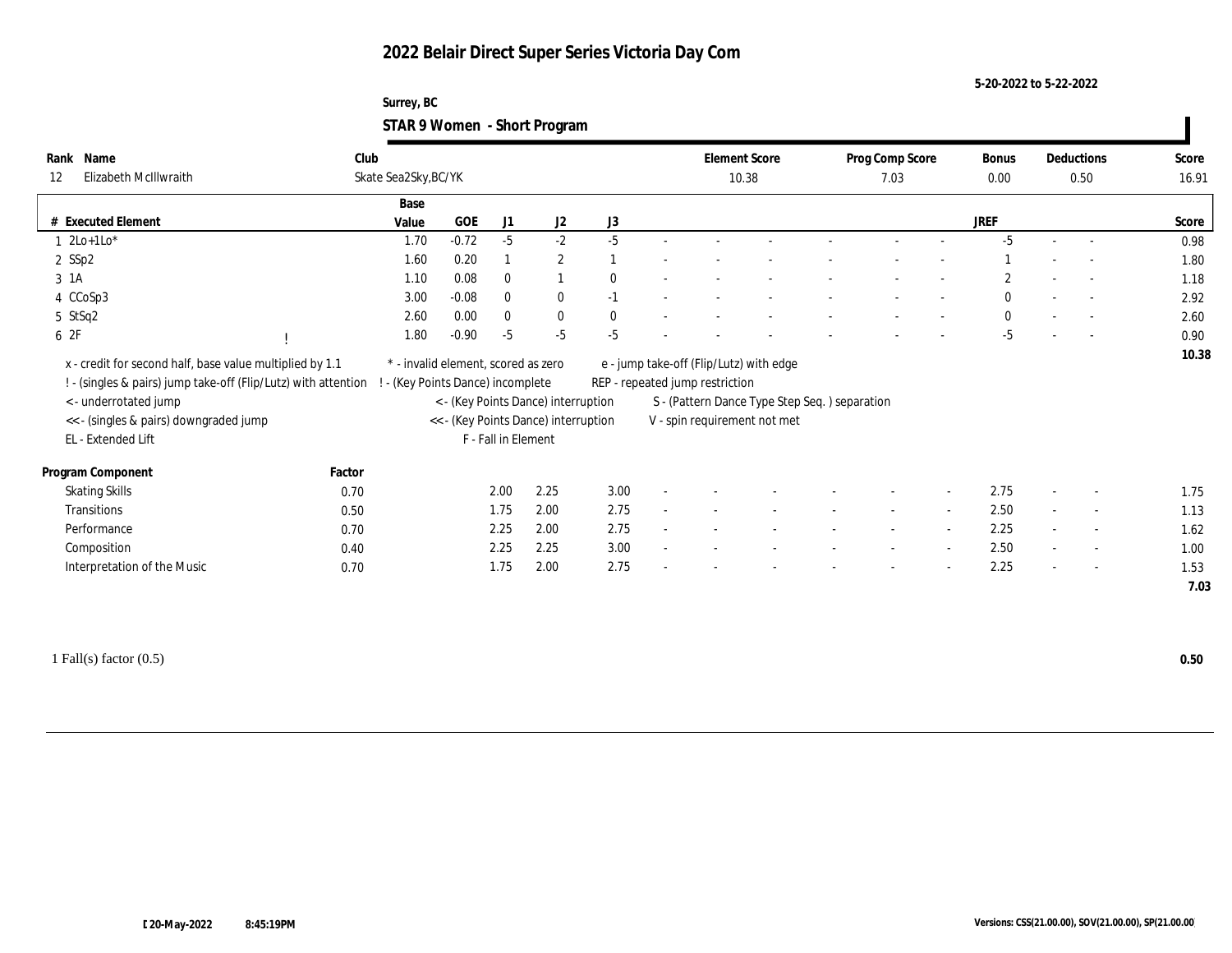# 2022 Belair Direct Super Series Victoria Day Com

5-20-2022 to 5-22-2022

Surrey, BC

## STAR 9 Women - Short Program

| Rank | Name | Club | Element Score | Prog Comp Score | Bonus | Deductions | Score |
|---|---|---|---|---|---|---|---|
| 12 | Elizabeth McIllwraith | Skate Sea2Sky,BC/YK | 10.38 | 7.03 | 0.00 | 0.50 | 16.91 |

| # | Executed Element | | Base Value | GOE | J1 | J2 | J3 | | | | | | | | | JREF | | | Score |
|---|---|---|---|---|---|---|---|---|---|---|---|---|---|---|---|---|---|---|---|
| 1 | 2Lo+1Lo* | | 1.70 | -0.72 | -5 | -2 | -5 | - | - | - | - | - | - | - | - | -5 | - | - | 0.98 |
| 2 | SSp2 | | 1.60 | 0.20 | 1 | 2 | 1 | - | - | - | - | - | - | - | - | 1 | - | - | 1.80 |
| 3 | 1A | | 1.10 | 0.08 | 0 | 1 | 0 | - | - | - | - | - | - | - | - | 2 | - | - | 1.18 |
| 4 | CCoSp3 | | 3.00 | -0.08 | 0 | 0 | -1 | - | - | - | - | - | - | - | - | 0 | - | - | 2.92 |
| 5 | StSq2 | | 2.60 | 0.00 | 0 | 0 | 0 | - | - | - | - | - | - | - | - | 0 | - | - | 2.60 |
| 6 | 2F | ! | 1.80 | -0.90 | -5 | -5 | -5 | - | - | - | - | - | - | - | - | -5 | - | - | 0.90 |
| | | | | | | | | | | | | | | | | | | | 10.38 |

x - credit for second half, base value multiplied by 1.1
! - (singles & pairs) jump take-off (Flip/Lutz) with attention
< - underrotated jump
<< - (singles & pairs) downgraded jump
EL - Extended Lift
\* - invalid element, scored as zero
! - (Key Points Dance) incomplete
< - (Key Points Dance) interruption
<< - (Key Points Dance) interruption
F - Fall in Element
e - jump take-off (Flip/Lutz) with edge
REP - repeated jump restriction
S - (Pattern Dance Type Step Seq. ) separation
V - spin requirement not met

| Program Component | Factor | J1 | J2 | J3 | | | | | | | | | JREF | | | Score |
|---|---|---|---|---|---|---|---|---|---|---|---|---|---|---|---|---|
| Skating Skills | 0.70 | 2.00 | 2.25 | 3.00 | - | - | - | - | - | - | - | - | 2.75 | - | - | 1.75 |
| Transitions | 0.50 | 1.75 | 2.00 | 2.75 | - | - | - | - | - | - | - | - | 2.50 | - | - | 1.13 |
| Performance | 0.70 | 2.25 | 2.00 | 2.75 | - | - | - | - | - | - | - | - | 2.25 | - | - | 1.62 |
| Composition | 0.40 | 2.25 | 2.25 | 3.00 | - | - | - | - | - | - | - | - | 2.50 | - | - | 1.00 |
| Interpretation of the Music | 0.70 | 1.75 | 2.00 | 2.75 | - | - | - | - | - | - | - | - | 2.25 | - | - | 1.53 |
| | | | | | | | | | | | | | | | | 7.03 |

1 Fall(s) factor (0.5) **0.50**

20-May-2022 8:45:19PM

Versions: CSS(21.00.00), SOV(21.00.00), SP(21.00.00)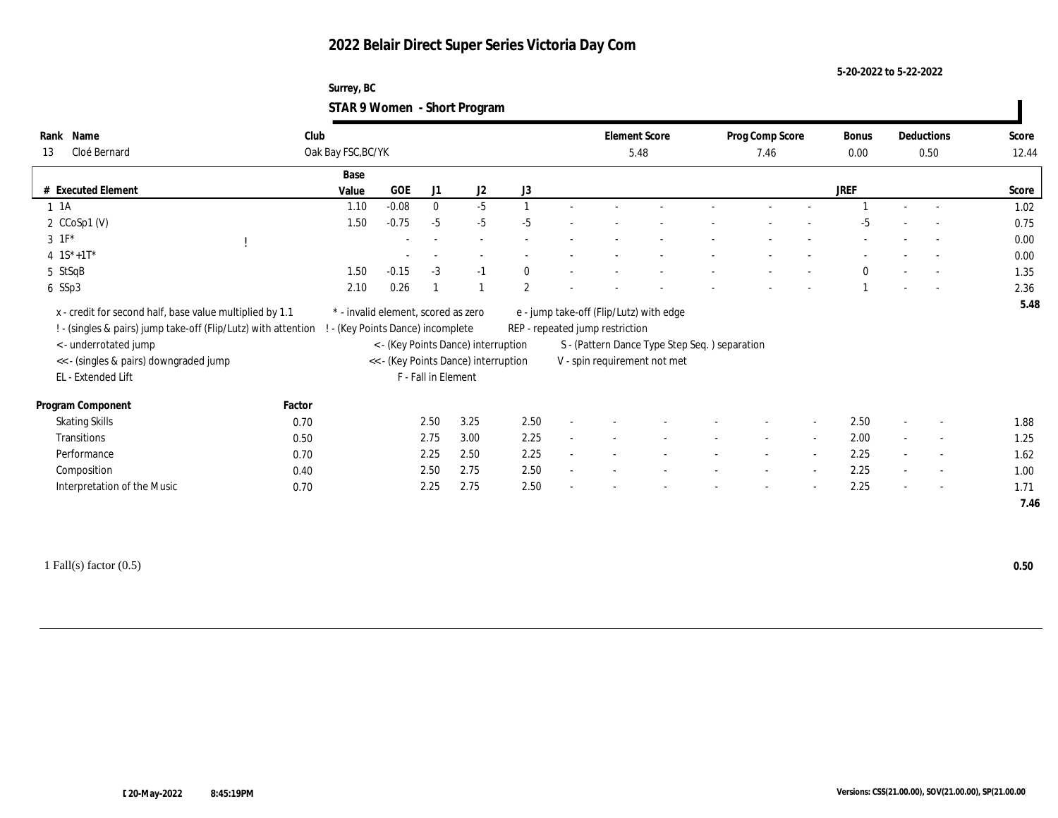# 2022 Belair Direct Super Series Victoria Day Com

5-20-2022 to 5-22-2022

Surrey, BC

**STAR 9 Women - Short Program**

| Rank | Name | Club | Element Score | Prog Comp Score | Bonus | Deductions | Score |
|---|---|---|---|---|---|---|---|
| 13 | Cloé Bernard | Oak Bay FSC,BC/YK | 5.48 | 7.46 | 0.00 | 0.50 | 12.44 |

| # | Executed Element | | Base Value | GOE | J1 | J2 | J3 | | | | | | | | JREF | | | Score |
|---|---|---|---|---|---|---|---|---|---|---|---|---|---|---|---|---|---|---|
| 1 | 1A | | 1.10 | -0.08 | 0 | -5 | 1 | - | - | - | - | - | - | - | 1 | - | - | 1.02 |
| 2 | CCoSp1 (V) | | 1.50 | -0.75 | -5 | -5 | -5 | - | - | - | - | - | - | - | -5 | - | - | 0.75 |
| 3 | 1F* | ! | | - | - | - | - | - | - | - | - | - | - | - | - | - | - | 0.00 |
| 4 | 1S*+1T* | | | - | - | - | - | - | - | - | - | - | - | - | - | - | - | 0.00 |
| 5 | StSqB | | 1.50 | -0.15 | -3 | -1 | 0 | - | - | - | - | - | - | - | 0 | - | - | 1.35 |
| 6 | SSp3 | | 2.10 | 0.26 | 1 | 1 | 2 | - | - | - | - | - | - | - | 1 | - | - | 2.36 |
| | | | | | | | | | | | | | | | | | | 5.48 |

x - credit for second half, base value multiplied by 1.1
! - (singles & pairs) jump take-off (Flip/Lutz) with attention
< - underrotated jump
<< - (singles & pairs) downgraded jump
EL - Extended Lift
* - invalid element, scored as zero
! - (Key Points Dance) incomplete
< - (Key Points Dance) interruption
<< - (Key Points Dance) interruption
F - Fall in Element
e - jump take-off (Flip/Lutz) with edge
REP - repeated jump restriction
S - (Pattern Dance Type Step Seq. ) separation
V - spin requirement not met

| Program Component | Factor | J1 | J2 | J3 | | | | | | | JREF | | | Score |
|---|---|---|---|---|---|---|---|---|---|---|---|---|---|---|
| Skating Skills | 0.70 | 2.50 | 3.25 | 2.50 | - | - | - | - | - | - | 2.50 | - | - | 1.88 |
| Transitions | 0.50 | 2.75 | 3.00 | 2.25 | - | - | - | - | - | - | 2.00 | - | - | 1.25 |
| Performance | 0.70 | 2.25 | 2.50 | 2.25 | - | - | - | - | - | - | 2.25 | - | - | 1.62 |
| Composition | 0.40 | 2.50 | 2.75 | 2.50 | - | - | - | - | - | - | 2.25 | - | - | 1.00 |
| Interpretation of the Music | 0.70 | 2.25 | 2.75 | 2.50 | - | - | - | - | - | - | 2.25 | - | - | 1.71 |
| | | | | | | | | | | | | | | 7.46 |

1 Fall(s) factor (0.5) **0.50**

20-May-2022 8:45:19PM

Versions: CSS(21.00.00), SOV(21.00.00), SP(21.00.00)